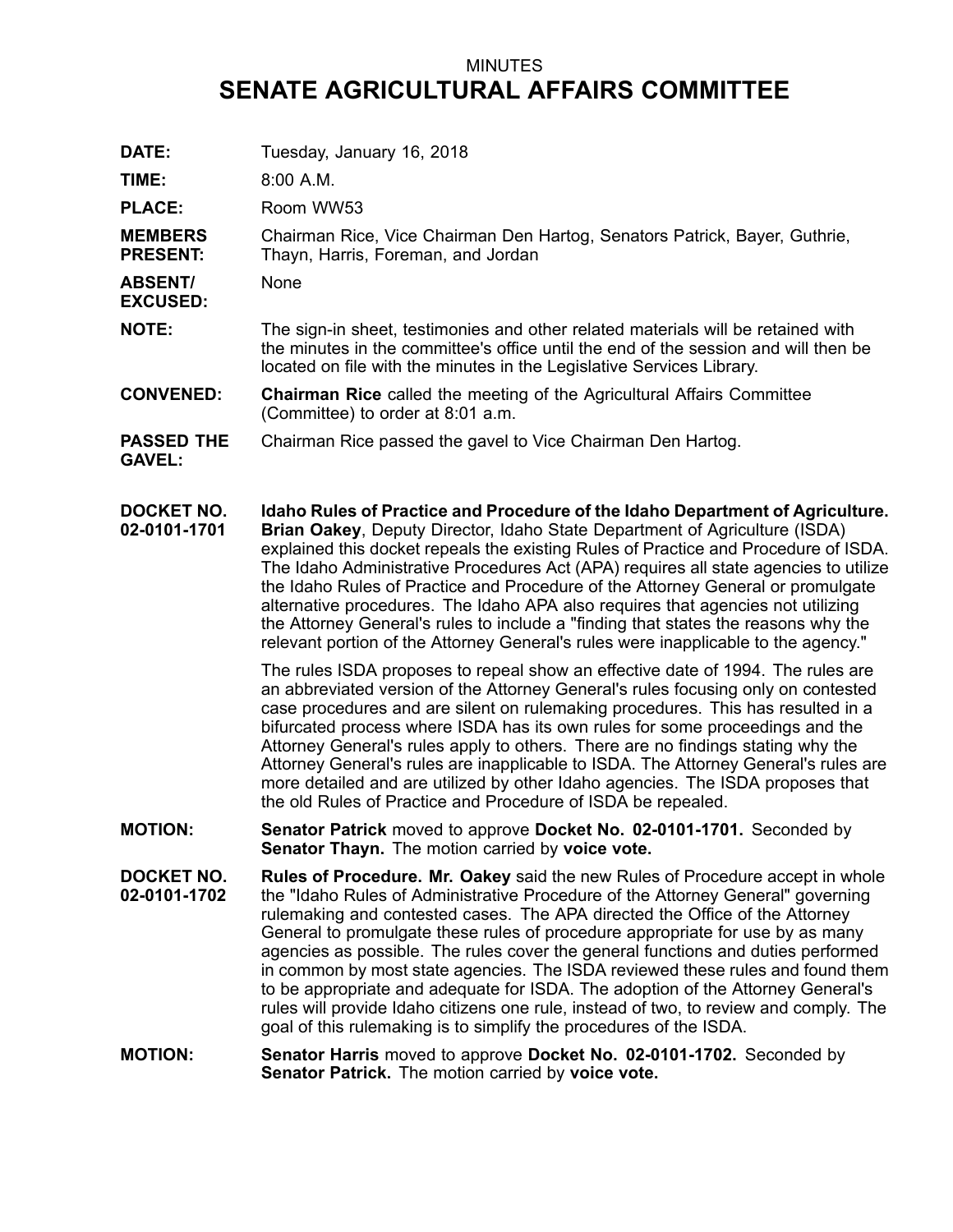MINUTES

# SENATE AGRICULTURAL AFFAIRS COMMITTEE

**DATE:** Tuesday, January 16, 2018

**TIME:** 8:00 A.M.

**PLACE:** Room WW53

**MEMBERS PRESENT:** Chairman Rice, Vice Chairman Den Hartog, Senators Patrick, Bayer, Guthrie, Thayn, Harris, Foreman, and Jordan

**ABSENT/ EXCUSED:** None

**NOTE:** The sign-in sheet, testimonies and other related materials will be retained with the minutes in the committee's office until the end of the session and will then be located on file with the minutes in the Legislative Services Library.

**CONVENED:** **Chairman Rice** called the meeting of the Agricultural Affairs Committee (Committee) to order at 8:01 a.m.

**PASSED THE GAVEL:** Chairman Rice passed the gavel to Vice Chairman Den Hartog.

**DOCKET NO. 02-0101-1701** **Idaho Rules of Practice and Procedure of the Idaho Department of Agriculture. Brian Oakey**, Deputy Director, Idaho State Department of Agriculture (ISDA) explained this docket repeals the existing Rules of Practice and Procedure of ISDA. The Idaho Administrative Procedures Act (APA) requires all state agencies to utilize the Idaho Rules of Practice and Procedure of the Attorney General or promulgate alternative procedures. The Idaho APA also requires that agencies not utilizing the Attorney General's rules to include a "finding that states the reasons why the relevant portion of the Attorney General's rules were inapplicable to the agency."

The rules ISDA proposes to repeal show an effective date of 1994. The rules are an abbreviated version of the Attorney General's rules focusing only on contested case procedures and are silent on rulemaking procedures. This has resulted in a bifurcated process where ISDA has its own rules for some proceedings and the Attorney General's rules apply to others. There are no findings stating why the Attorney General's rules are inapplicable to ISDA. The Attorney General's rules are more detailed and are utilized by other Idaho agencies. The ISDA proposes that the old Rules of Practice and Procedure of ISDA be repealed.

**MOTION:** **Senator Patrick** moved to approve **Docket No. 02-0101-1701.** Seconded by **Senator Thayn.** The motion carried by **voice vote.**

**DOCKET NO. 02-0101-1702** **Rules of Procedure. Mr. Oakey** said the new Rules of Procedure accept in whole the "Idaho Rules of Administrative Procedure of the Attorney General" governing rulemaking and contested cases. The APA directed the Office of the Attorney General to promulgate these rules of procedure appropriate for use by as many agencies as possible. The rules cover the general functions and duties performed in common by most state agencies. The ISDA reviewed these rules and found them to be appropriate and adequate for ISDA. The adoption of the Attorney General's rules will provide Idaho citizens one rule, instead of two, to review and comply. The goal of this rulemaking is to simplify the procedures of the ISDA.

**MOTION:** **Senator Harris** moved to approve **Docket No. 02-0101-1702.** Seconded by **Senator Patrick.** The motion carried by **voice vote.**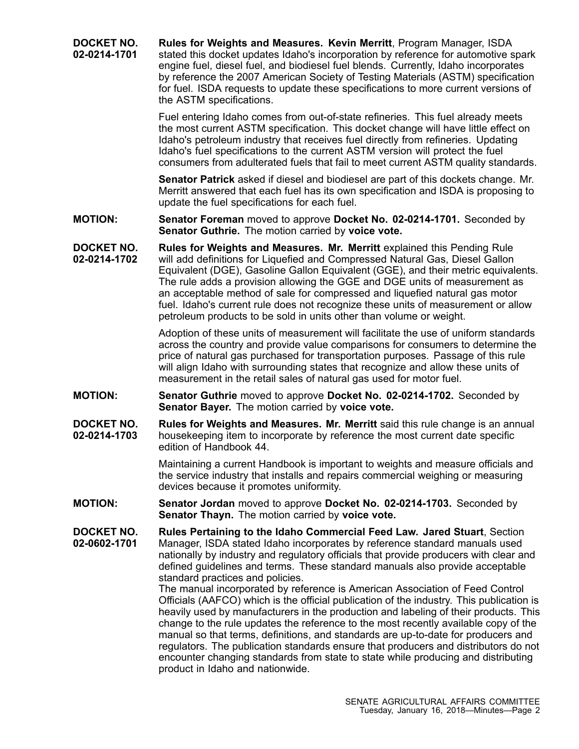**DOCKET NO. 02-0214-1701**

**Rules for Weights and Measures. Kevin Merritt**, Program Manager, ISDA stated this docket updates Idaho's incorporation by reference for automotive spark engine fuel, diesel fuel, and biodiesel fuel blends. Currently, Idaho incorporates by reference the 2007 American Society of Testing Materials (ASTM) specification for fuel. ISDA requests to update these specifications to more current versions of the ASTM specifications.

Fuel entering Idaho comes from out-of-state refineries. This fuel already meets the most current ASTM specification. This docket change will have little effect on Idaho's petroleum industry that receives fuel directly from refineries. Updating Idaho's fuel specifications to the current ASTM version will protect the fuel consumers from adulterated fuels that fail to meet current ASTM quality standards.

**Senator Patrick** asked if diesel and biodiesel are part of this dockets change. Mr. Merritt answered that each fuel has its own specification and ISDA is proposing to update the fuel specifications for each fuel.

**MOTION:** **Senator Foreman** moved to approve **Docket No. 02-0214-1701.** Seconded by **Senator Guthrie.** The motion carried by **voice vote.**

**DOCKET NO. 02-0214-1702**

**Rules for Weights and Measures. Mr. Merritt** explained this Pending Rule will add definitions for Liquefied and Compressed Natural Gas, Diesel Gallon Equivalent (DGE), Gasoline Gallon Equivalent (GGE), and their metric equivalents. The rule adds a provision allowing the GGE and DGE units of measurement as an acceptable method of sale for compressed and liquefied natural gas motor fuel. Idaho's current rule does not recognize these units of measurement or allow petroleum products to be sold in units other than volume or weight.

Adoption of these units of measurement will facilitate the use of uniform standards across the country and provide value comparisons for consumers to determine the price of natural gas purchased for transportation purposes. Passage of this rule will align Idaho with surrounding states that recognize and allow these units of measurement in the retail sales of natural gas used for motor fuel.

**MOTION:** **Senator Guthrie** moved to approve **Docket No. 02-0214-1702.** Seconded by **Senator Bayer.** The motion carried by **voice vote.**

**DOCKET NO. 02-0214-1703**

**Rules for Weights and Measures. Mr. Merritt** said this rule change is an annual housekeeping item to incorporate by reference the most current date specific edition of Handbook 44.

Maintaining a current Handbook is important to weights and measure officials and the service industry that installs and repairs commercial weighing or measuring devices because it promotes uniformity.

**MOTION:** **Senator Jordan** moved to approve **Docket No. 02-0214-1703.** Seconded by **Senator Thayn.** The motion carried by **voice vote.**

**DOCKET NO. 02-0602-1701**

**Rules Pertaining to the Idaho Commercial Feed Law. Jared Stuart**, Section Manager, ISDA stated Idaho incorporates by reference standard manuals used nationally by industry and regulatory officials that provide producers with clear and defined guidelines and terms. These standard manuals also provide acceptable standard practices and policies.

The manual incorporated by reference is American Association of Feed Control Officials (AAFCO) which is the official publication of the industry. This publication is heavily used by manufacturers in the production and labeling of their products. This change to the rule updates the reference to the most recently available copy of the manual so that terms, definitions, and standards are up-to-date for producers and regulators. The publication standards ensure that producers and distributors do not encounter changing standards from state to state while producing and distributing product in Idaho and nationwide.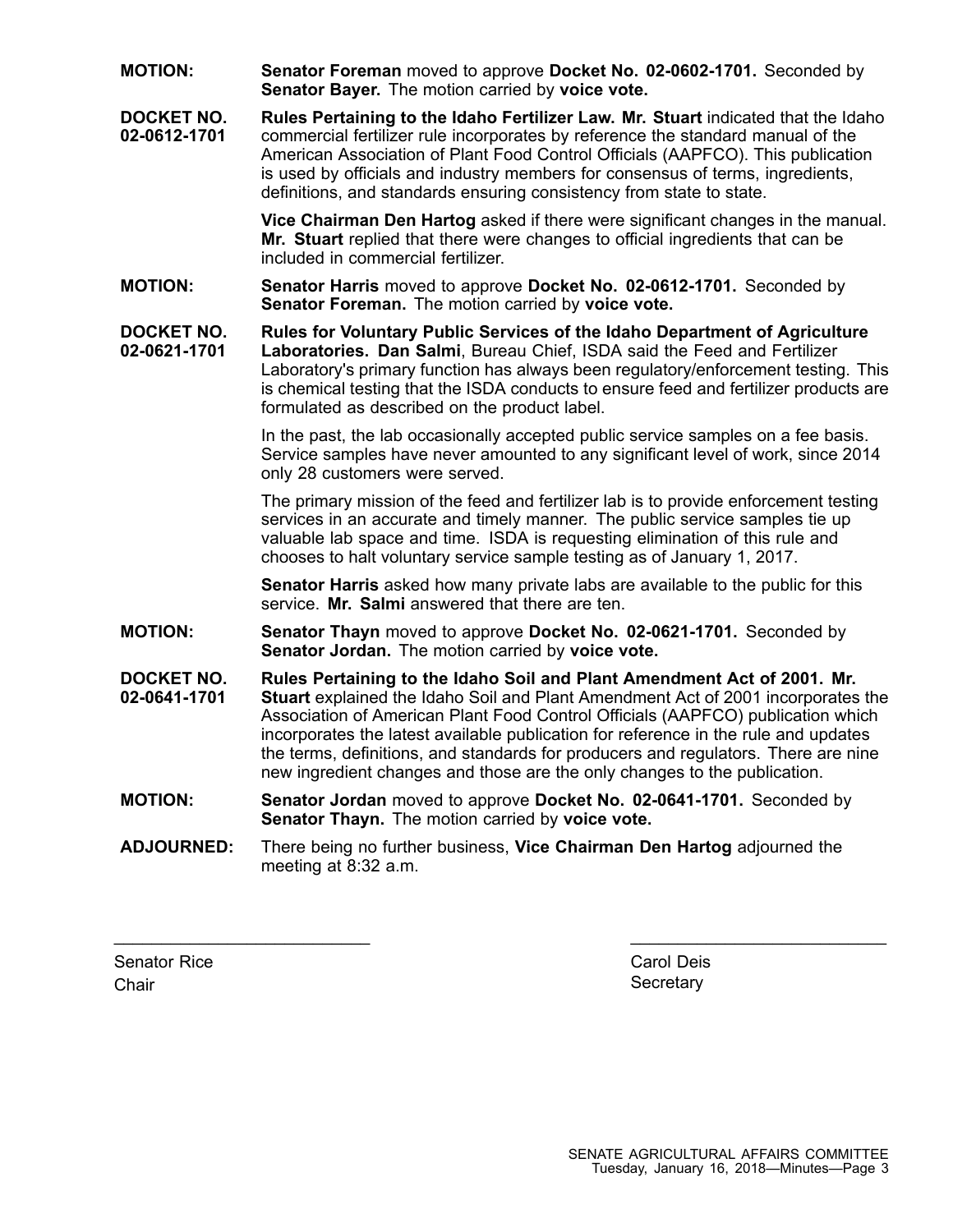**MOTION:** **Senator Foreman** moved to approve **Docket No. 02-0602-1701.** Seconded by **Senator Bayer.** The motion carried by **voice vote.**

**DOCKET NO. 02-0612-1701** **Rules Pertaining to the Idaho Fertilizer Law. Mr. Stuart** indicated that the Idaho commercial fertilizer rule incorporates by reference the standard manual of the American Association of Plant Food Control Officials (AAPFCO). This publication is used by officials and industry members for consensus of terms, ingredients, definitions, and standards ensuring consistency from state to state.

**Vice Chairman Den Hartog** asked if there were significant changes in the manual. **Mr. Stuart** replied that there were changes to official ingredients that can be included in commercial fertilizer.

**MOTION:** **Senator Harris** moved to approve **Docket No. 02-0612-1701.** Seconded by **Senator Foreman.** The motion carried by **voice vote.**

**DOCKET NO. 02-0621-1701** **Rules for Voluntary Public Services of the Idaho Department of Agriculture Laboratories. Dan Salmi**, Bureau Chief, ISDA said the Feed and Fertilizer Laboratory's primary function has always been regulatory/enforcement testing. This is chemical testing that the ISDA conducts to ensure feed and fertilizer products are formulated as described on the product label.

In the past, the lab occasionally accepted public service samples on a fee basis. Service samples have never amounted to any significant level of work, since 2014 only 28 customers were served.

The primary mission of the feed and fertilizer lab is to provide enforcement testing services in an accurate and timely manner. The public service samples tie up valuable lab space and time. ISDA is requesting elimination of this rule and chooses to halt voluntary service sample testing as of January 1, 2017.

**Senator Harris** asked how many private labs are available to the public for this service. **Mr. Salmi** answered that there are ten.

**MOTION:** **Senator Thayn** moved to approve **Docket No. 02-0621-1701.** Seconded by **Senator Jordan.** The motion carried by **voice vote.**

**DOCKET NO. 02-0641-1701** **Rules Pertaining to the Idaho Soil and Plant Amendment Act of 2001. Mr. Stuart** explained the Idaho Soil and Plant Amendment Act of 2001 incorporates the Association of American Plant Food Control Officials (AAPFCO) publication which incorporates the latest available publication for reference in the rule and updates the terms, definitions, and standards for producers and regulators. There are nine new ingredient changes and those are the only changes to the publication.

**MOTION:** **Senator Jordan** moved to approve **Docket No. 02-0641-1701.** Seconded by **Senator Thayn.** The motion carried by **voice vote.**

**ADJOURNED:** There being no further business, **Vice Chairman Den Hartog** adjourned the meeting at 8:32 a.m.

___________________________

Senator Rice
Chair

___________________________

Carol Deis
Secretary